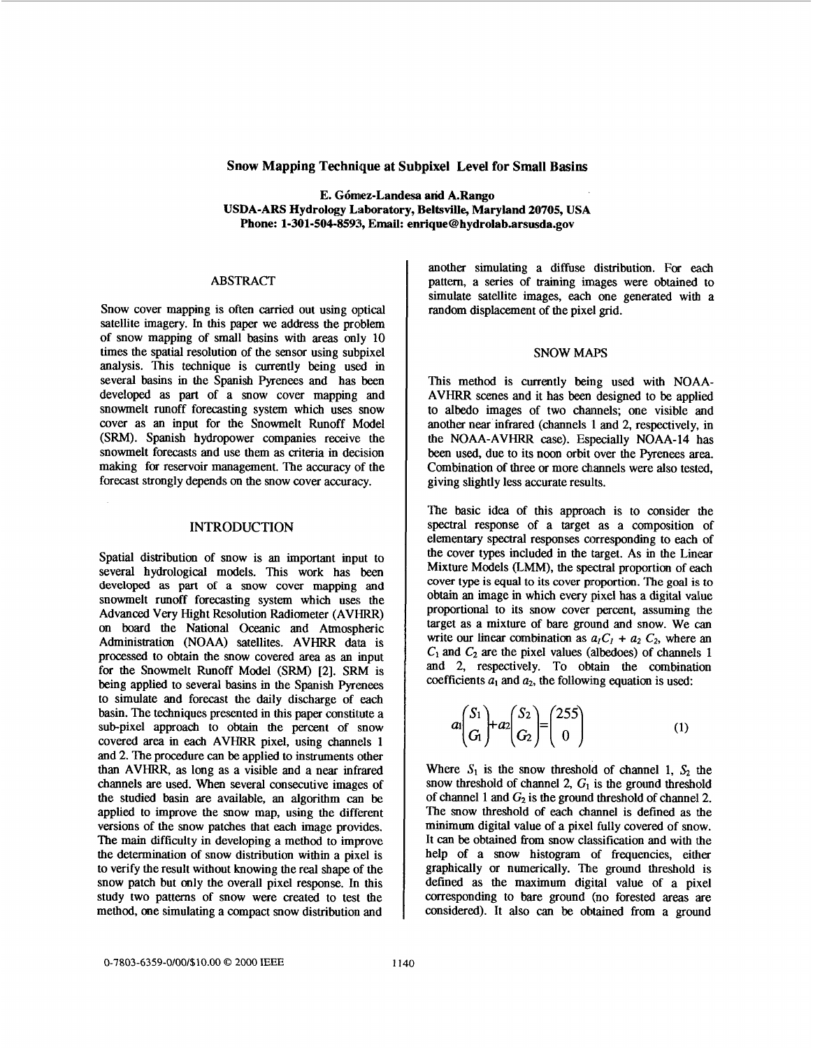# Snow Mapping Technique at Subpixel Level for Small Basins

**E. Gómez-Landesa and A.Rango**
**USDA-ARS Hydrology Laboratory, Beltsville, Maryland 20705, USA**
**Phone: 1-301-504-8593, Email: enrique@hydrolab.arsusda.gov**

## ABSTRACT

Snow cover mapping is often carried out using optical satellite imagery. In this paper we address the problem of snow mapping of small basins with areas only 10 times the spatial resolution of the sensor using subpixel analysis. This technique is currently being used in several basins in the Spanish Pyrenees and has been developed as part of a snow cover mapping and snowmelt runoff forecasting system which uses snow cover as an input for the Snowmelt Runoff Model (SRM). Spanish hydropower companies receive the snowmelt forecasts and use them as criteria in decision making for reservoir management. The accuracy of the forecast strongly depends on the snow cover accuracy.

## INTRODUCTION

Spatial distribution of snow is an important input to several hydrological models. This work has been developed as part of a snow cover mapping and snowmelt runoff forecasting system which uses the Advanced Very Hight Resolution Radiometer (AVHRR) on board the National Oceanic and Atmospheric Administration (NOAA) satellites. AVHRR data is processed to obtain the snow covered area as an input for the Snowmelt Runoff Model (SRM) [2]. SRM is being applied to several basins in the Spanish Pyrenees to simulate and forecast the daily discharge of each basin. The techniques presented in this paper constitute a sub-pixel approach to obtain the percent of snow covered area in each AVHRR pixel, using channels 1 and 2. The procedure can be applied to instruments other than AVHRR, as long as a visible and a near infrared channels are used. When several consecutive images of the studied basin are available, an algorithm can be applied to improve the snow map, using the different versions of the snow patches that each image provides. The main difficulty in developing a method to improve the determination of snow distribution within a pixel is to verify the result without knowing the real shape of the snow patch but only the overall pixel response. In this study two patterns of snow were created to test the method, one simulating a compact snow distribution and another simulating a diffuse distribution. For each pattern, a series of training images were obtained to simulate satellite images, each one generated with a random displacement of the pixel grid.

## SNOW MAPS

This method is currently being used with NOAA-AVHRR scenes and it has been designed to be applied to albedo images of two channels; one visible and another near infrared (channels 1 and 2, respectively, in the NOAA-AVHRR case). Especially NOAA-14 has been used, due to its noon orbit over the Pyrenees area. Combination of three or more channels were also tested, giving slightly less accurate results.

The basic idea of this approach is to consider the spectral response of a target as a composition of elementary spectral responses corresponding to each of the cover types included in the target. As in the Linear Mixture Models (LMM), the spectral proportion of each cover type is equal to its cover proportion. The goal is to obtain an image in which every pixel has a digital value proportional to its snow cover percent, assuming the target as a mixture of bare ground and snow. We can write our linear combination as $a_1C_1 + a_2 C_2$, where an $C_1$ and $C_2$ are the pixel values (albedoes) of channels 1 and 2, respectively. To obtain the combination coefficients $a_1$ and $a_2$, the following equation is used:

$$a_1\begin{pmatrix} S_1 \\ G_1 \end{pmatrix} + a_2\begin{pmatrix} S_2 \\ G_2 \end{pmatrix} = \begin{pmatrix} 255 \\ 0 \end{pmatrix} \quad (1)$$

Where $S_1$ is the snow threshold of channel 1, $S_2$ the snow threshold of channel 2, $G_1$ is the ground threshold of channel 1 and $G_2$ is the ground threshold of channel 2. The snow threshold of each channel is defined as the minimum digital value of a pixel fully covered of snow. It can be obtained from snow classification and with the help of a snow histogram of frequencies, either graphically or numerically. The ground threshold is defined as the maximum digital value of a pixel corresponding to bare ground (no forested areas are considered). It also can be obtained from a ground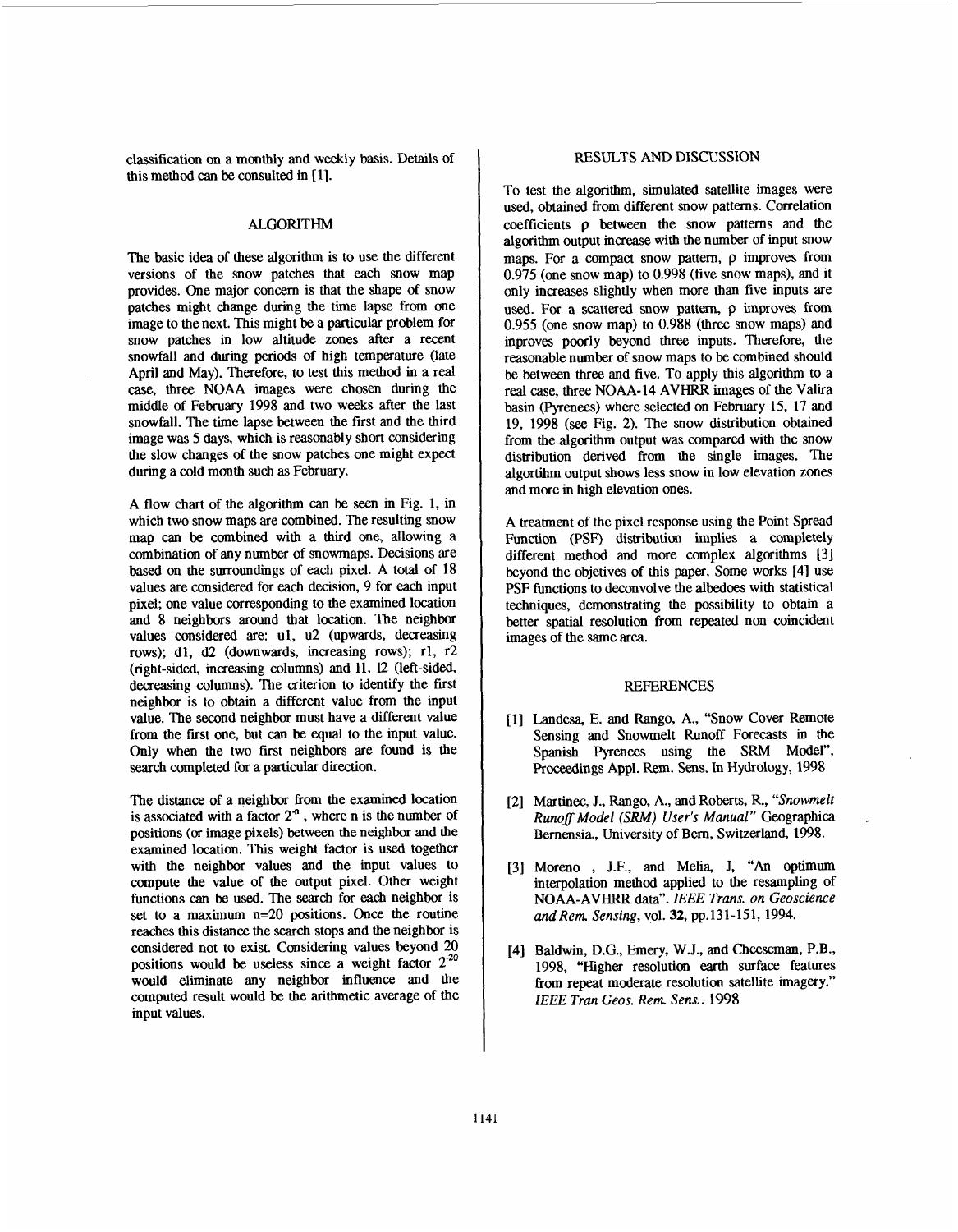classification on a monthly and weekly basis. Details of this method can be consulted in [1].

## ALGORITHM

The basic idea of these algorithm is to use the different versions of the snow patches that each snow map provides. One major concern is that the shape of snow patches might change during the time lapse from one image to the next. This might be a particular problem for snow patches in low altitude zones after a recent snowfall and during periods of high temperature (late April and May). Therefore, to test this method in a real case, three NOAA images were chosen during the middle of February 1998 and two weeks after the last snowfall. The time lapse between the first and the third image was 5 days, which is reasonably short considering the slow changes of the snow patches one might expect during a cold month such as February.

A flow chart of the algorithm can be seen in Fig. 1, in which two snow maps are combined. The resulting snow map can be combined with a third one, allowing a combination of any number of snowmaps. Decisions are based on the surroundings of each pixel. A total of 18 values are considered for each decision, 9 for each input pixel; one value corresponding to the examined location and 8 neighbors around that location. The neighbor values considered are: u1, u2 (upwards, decreasing rows); d1, d2 (downwards, increasing rows); r1, r2 (right-sided, increasing columns) and l1, l2 (left-sided, decreasing columns). The criterion to identify the first neighbor is to obtain a different value from the input value. The second neighbor must have a different value from the first one, but can be equal to the input value. Only when the two first neighbors are found is the search completed for a particular direction.

The distance of a neighbor from the examined location is associated with a factor $2^{-n}$, where n is the number of positions (or image pixels) between the neighbor and the examined location. This weight factor is used together with the neighbor values and the input values to compute the value of the output pixel. Other weight functions can be used. The search for each neighbor is set to a maximum n=20 positions. Once the routine reaches this distance the search stops and the neighbor is considered not to exist. Considering values beyond 20 positions would be useless since a weight factor $2^{-20}$ would eliminate any neighbor influence and the computed result would be the arithmetic average of the input values.

## RESULTS AND DISCUSSION

To test the algorithm, simulated satellite images were used, obtained from different snow patterns. Correlation coefficients $\rho$ between the snow patterns and the algorithm output increase with the number of input snow maps. For a compact snow pattern, $\rho$ improves from 0.975 (one snow map) to 0.998 (five snow maps), and it only increases slightly when more than five inputs are used. For a scattered snow pattern, $\rho$ improves from 0.955 (one snow map) to 0.988 (three snow maps) and inproves poorly beyond three inputs. Therefore, the reasonable number of snow maps to be combined should be between three and five. To apply this algorithm to a real case, three NOAA-14 AVHRR images of the Valira basin (Pyrenees) where selected on February 15, 17 and 19, 1998 (see Fig. 2). The snow distribution obtained from the algorithm output was compared with the snow distribution derived from the single images. The algortihm output shows less snow in low elevation zones and more in high elevation ones.

A treatment of the pixel response using the Point Spread Function (PSF) distribution implies a completely different method and more complex algorithms [3] beyond the objetives of this paper. Some works [4] use PSF functions to deconvolve the albedoes with statistical techniques, demonstrating the possibility to obtain a better spatial resolution from repeated non coincident images of the same area.

## REFERENCES

[1] Landesa, E. and Rango, A., "Snow Cover Remote Sensing and Snowmelt Runoff Forecasts in the Spanish Pyrenees using the SRM Model", Proceedings Appl. Rem. Sens. In Hydrology, 1998

[2] Martinec, J., Rango, A., and Roberts, R., "*Snowmelt Runoff Model (SRM) User's Manual*" Geographica Bernensia., University of Bern, Switzerland, 1998.

[3] Moreno , J.F., and Melia, J, "An optimum interpolation method applied to the resampling of NOAA-AVHRR data". *IEEE Trans. on Geoscience and Rem. Sensing*, vol. **32**, pp.131-151, 1994.

[4] Baldwin, D.G., Emery, W.J., and Cheeseman, P.B., 1998, "Higher resolution earth surface features from repeat moderate resolution satellite imagery." *IEEE Tran Geos. Rem. Sens.*. 1998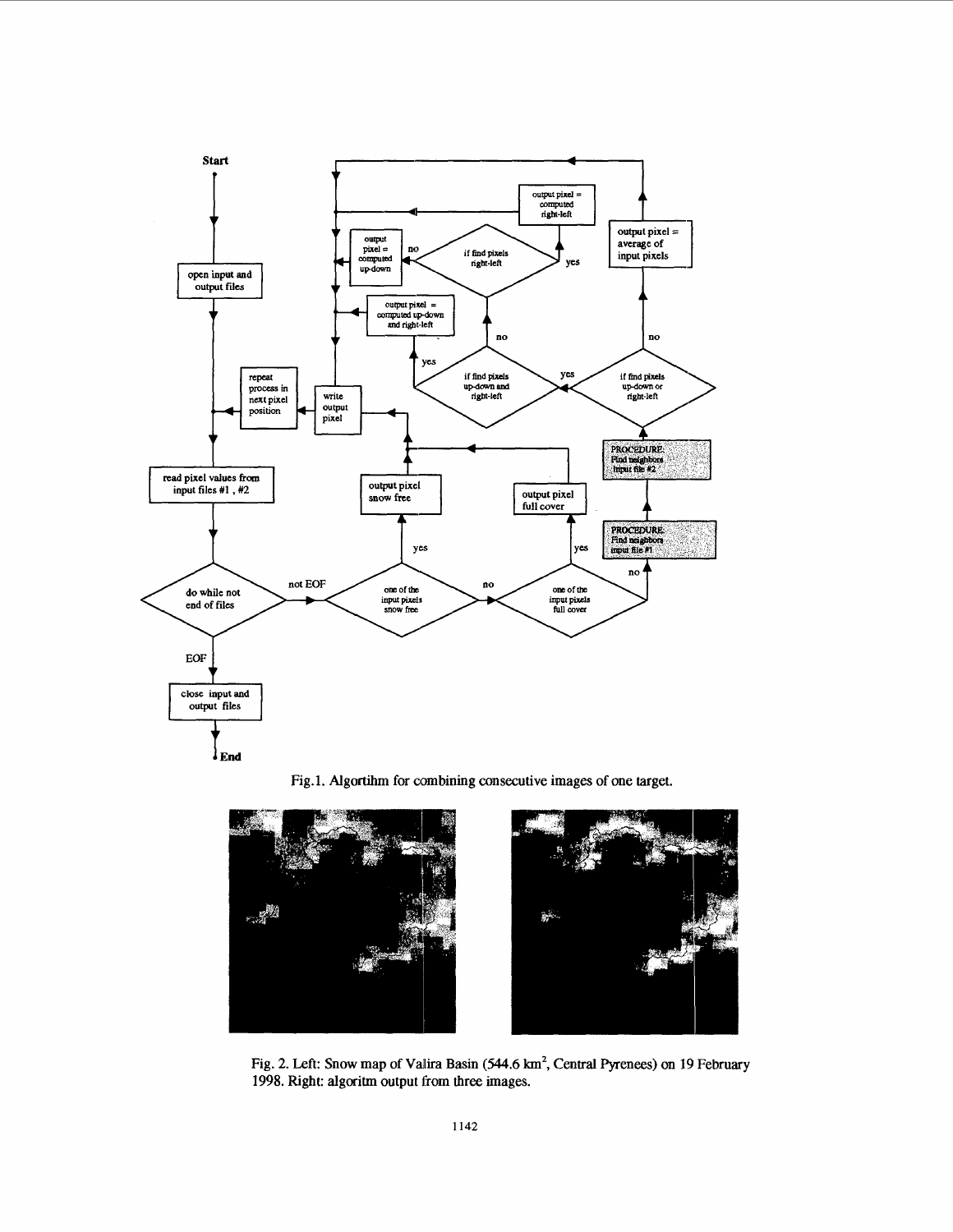Start

open input and output files

read pixel values from input files #1 , #2

do while not end of files

not EOF

EOF

close input and output files

End

one of the input pixels snow free

yes

output pixel snow free

no

one of the input pixels full cover

yes

output pixel full cover

no

PROCEDURE: Find neighbors input file #1

PROCEDURE: Find neighbors input file #2

if find pixels up-down or right-left

no

output pixel = average of input pixels

yes

if find pixels up-down and right-left

yes

output pixel = computed up-down and right-left

no

if find pixels right-left

yes

output pixel = computed right-left

no

output pixel = computed up-down

write output pixel

repeat process in next pixel position

Fig.1. Algortihm for combining consecutive images of one target.

Fig. 2. Left: Snow map of Valira Basin (544.6 km$^2$, Central Pyrenees) on 19 February 1998. Right: algoritm output from three images.